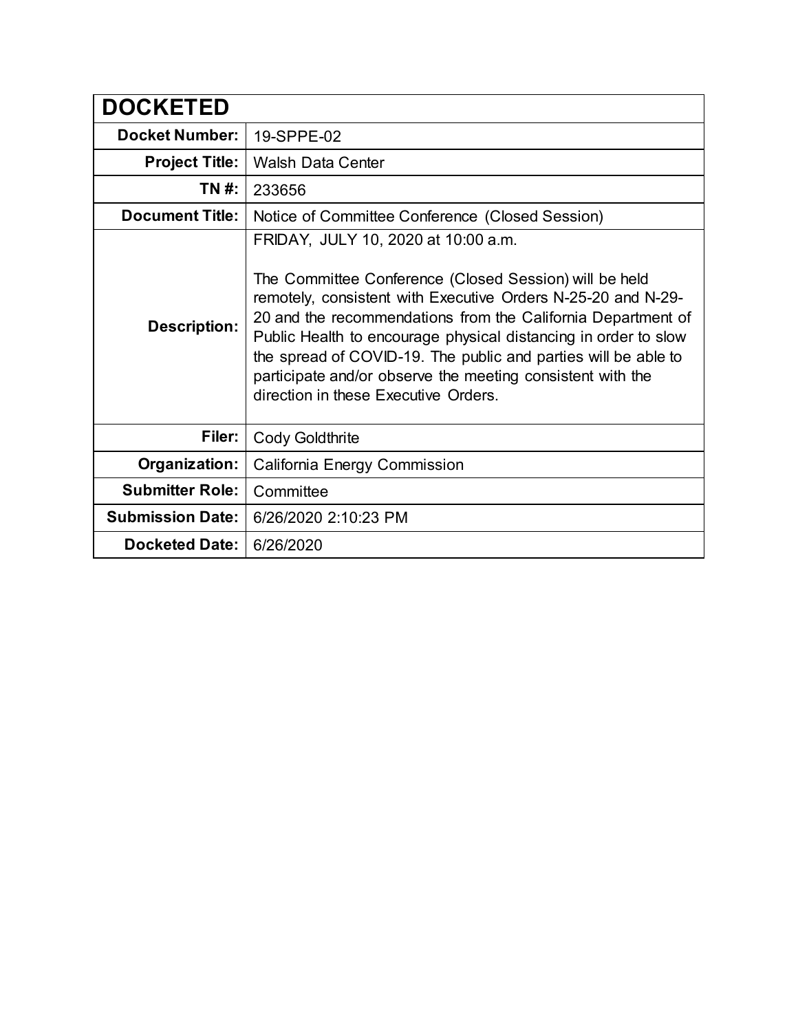| DOCKETED | |
|---|---|
| **Docket Number:** | 19-SPPE-02 |
| **Project Title:** | Walsh Data Center |
| **TN #:** | 233656 |
| **Document Title:** | Notice of Committee Conference (Closed Session) |
| **Description:** | FRIDAY, JULY 10, 2020 at 10:00 a.m.<br><br>The Committee Conference (Closed Session) will be held remotely, consistent with Executive Orders N-25-20 and N-29-20 and the recommendations from the California Department of Public Health to encourage physical distancing in order to slow the spread of COVID-19. The public and parties will be able to participate and/or observe the meeting consistent with the direction in these Executive Orders. |
| **Filer:** | Cody Goldthrite |
| **Organization:** | California Energy Commission |
| **Submitter Role:** | Committee |
| **Submission Date:** | 6/26/2020 2:10:23 PM |
| **Docketed Date:** | 6/26/2020 |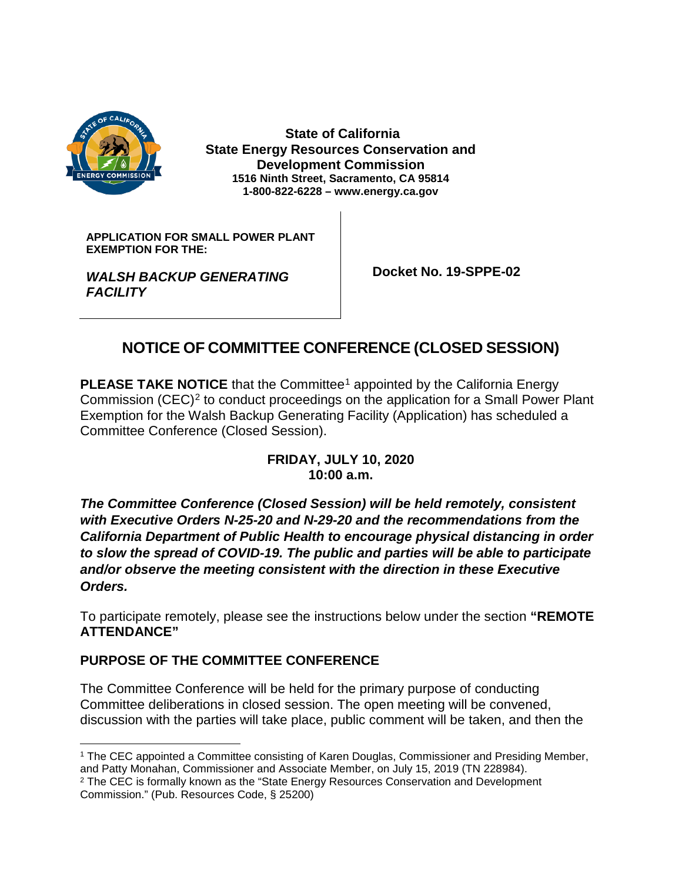**State of California**
**State Energy Resources Conservation and Development Commission**
**1516 Ninth Street, Sacramento, CA 95814**
**1-800-822-6228 – www.energy.ca.gov**

| | |
|---|---|
| **APPLICATION FOR SMALL POWER PLANT EXEMPTION FOR THE:** ***WALSH BACKUP GENERATING FACILITY*** | **Docket No. 19-SPPE-02** |

# NOTICE OF COMMITTEE CONFERENCE (CLOSED SESSION)

**PLEASE TAKE NOTICE** that the Committee[1] appointed by the California Energy Commission (CEC)[2] to conduct proceedings on the application for a Small Power Plant Exemption for the Walsh Backup Generating Facility (Application) has scheduled a Committee Conference (Closed Session).

**FRIDAY, JULY 10, 2020**
**10:00 a.m.**

***The Committee Conference (Closed Session) will be held remotely, consistent with Executive Orders N-25-20 and N-29-20 and the recommendations from the California Department of Public Health to encourage physical distancing in order to slow the spread of COVID-19. The public and parties will be able to participate and/or observe the meeting consistent with the direction in these Executive Orders.***

To participate remotely, please see the instructions below under the section **"REMOTE ATTENDANCE"**

## PURPOSE OF THE COMMITTEE CONFERENCE

The Committee Conference will be held for the primary purpose of conducting Committee deliberations in closed session. The open meeting will be convened, discussion with the parties will take place, public comment will be taken, and then the

---

[1] The CEC appointed a Committee consisting of Karen Douglas, Commissioner and Presiding Member, and Patty Monahan, Commissioner and Associate Member, on July 15, 2019 (TN 228984).

[2] The CEC is formally known as the "State Energy Resources Conservation and Development Commission." (Pub. Resources Code, § 25200)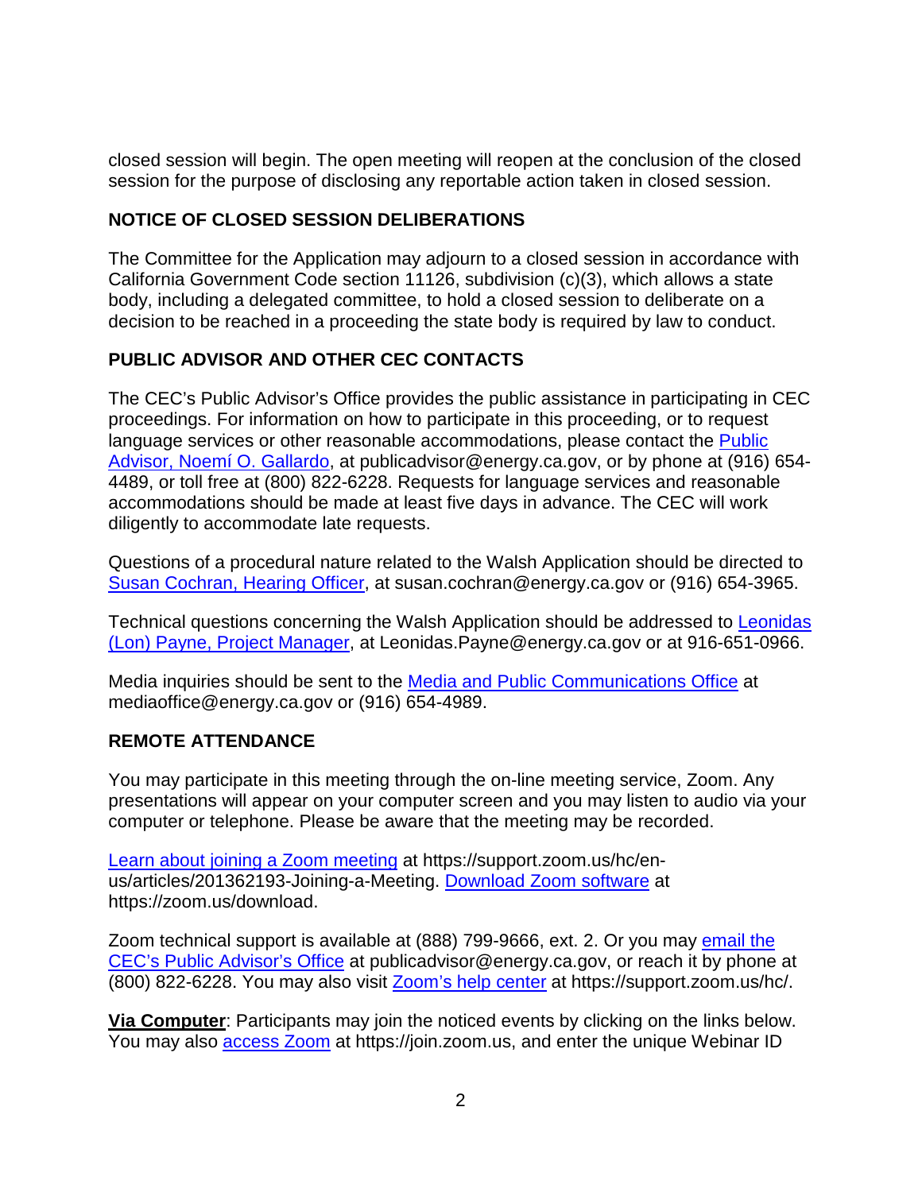closed session will begin. The open meeting will reopen at the conclusion of the closed session for the purpose of disclosing any reportable action taken in closed session.

## NOTICE OF CLOSED SESSION DELIBERATIONS

The Committee for the Application may adjourn to a closed session in accordance with California Government Code section 11126, subdivision (c)(3), which allows a state body, including a delegated committee, to hold a closed session to deliberate on a decision to be reached in a proceeding the state body is required by law to conduct.

## PUBLIC ADVISOR AND OTHER CEC CONTACTS

The CEC's Public Advisor's Office provides the public assistance in participating in CEC proceedings. For information on how to participate in this proceeding, or to request language services or other reasonable accommodations, please contact the Public Advisor, Noemí O. Gallardo, at publicadvisor@energy.ca.gov, or by phone at (916) 654-4489, or toll free at (800) 822-6228. Requests for language services and reasonable accommodations should be made at least five days in advance. The CEC will work diligently to accommodate late requests.

Questions of a procedural nature related to the Walsh Application should be directed to Susan Cochran, Hearing Officer, at susan.cochran@energy.ca.gov or (916) 654-3965.

Technical questions concerning the Walsh Application should be addressed to Leonidas (Lon) Payne, Project Manager, at Leonidas.Payne@energy.ca.gov or at 916-651-0966.

Media inquiries should be sent to the Media and Public Communications Office at mediaoffice@energy.ca.gov or (916) 654-4989.

## REMOTE ATTENDANCE

You may participate in this meeting through the on-line meeting service, Zoom. Any presentations will appear on your computer screen and you may listen to audio via your computer or telephone. Please be aware that the meeting may be recorded.

Learn about joining a Zoom meeting at https://support.zoom.us/hc/en-us/articles/201362193-Joining-a-Meeting. Download Zoom software at https://zoom.us/download.

Zoom technical support is available at (888) 799-9666, ext. 2. Or you may email the CEC's Public Advisor's Office at publicadvisor@energy.ca.gov, or reach it by phone at (800) 822-6228. You may also visit Zoom's help center at https://support.zoom.us/hc/.

**Via Computer**: Participants may join the noticed events by clicking on the links below. You may also access Zoom at https://join.zoom.us, and enter the unique Webinar ID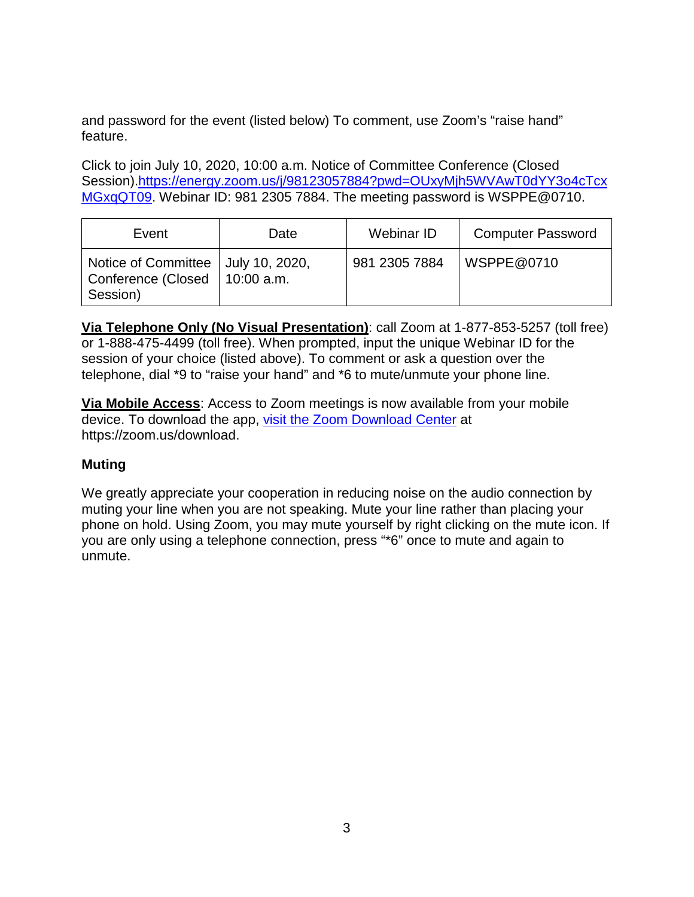and password for the event (listed below) To comment, use Zoom's "raise hand" feature.

Click to join July 10, 2020, 10:00 a.m. Notice of Committee Conference (Closed Session).[https://energy.zoom.us/j/98123057884?pwd=OUxyMjh5WVAwT0dYY3o4cTcxMGxqQT09](https://energy.zoom.us/j/98123057884?pwd=OUxyMjh5WVAwT0dYY3o4cTcxMGxqQT09). Webinar ID: 981 2305 7884. The meeting password is WSPPE@0710.

| Event | Date | Webinar ID | Computer Password |
|---|---|---|---|
| Notice of Committee Conference (Closed Session) | July 10, 2020, 10:00 a.m. | 981 2305 7884 | WSPPE@0710 |

**Via Telephone Only (No Visual Presentation)**: call Zoom at 1-877-853-5257 (toll free) or 1-888-475-4499 (toll free). When prompted, input the unique Webinar ID for the session of your choice (listed above). To comment or ask a question over the telephone, dial *9 to "raise your hand" and *6 to mute/unmute your phone line.

**Via Mobile Access**: Access to Zoom meetings is now available from your mobile device. To download the app, [visit the Zoom Download Center](https://zoom.us/download) at https://zoom.us/download.

**Muting**

We greatly appreciate your cooperation in reducing noise on the audio connection by muting your line when you are not speaking. Mute your line rather than placing your phone on hold. Using Zoom, you may mute yourself by right clicking on the mute icon. If you are only using a telephone connection, press "*6" once to mute and again to unmute.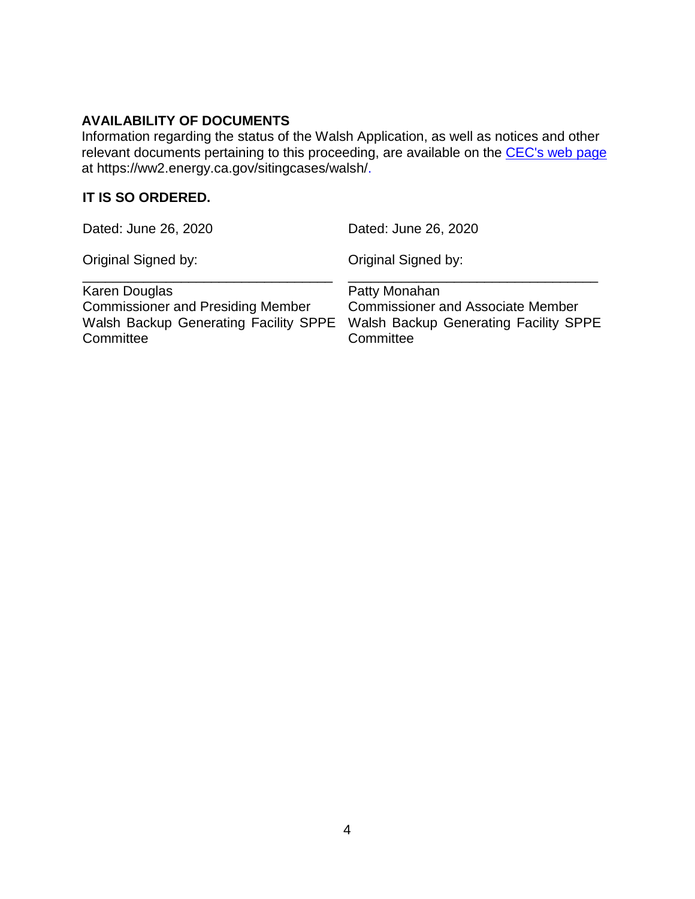**AVAILABILITY OF DOCUMENTS**

Information regarding the status of the Walsh Application, as well as notices and other relevant documents pertaining to this proceeding, are available on the [CEC's web page](https://ww2.energy.ca.gov/sitingcases/walsh/) at https://ww2.energy.ca.gov/sitingcases/walsh/.

**IT IS SO ORDERED.**

Dated: June 26, 2020

Original Signed by:

\_\_\_\_\_\_\_\_\_\_\_\_\_\_\_\_\_\_\_\_\_\_\_\_\_\_\_\_\_\_\_\_\_\_\_

Karen Douglas
Commissioner and Presiding Member
Walsh Backup Generating Facility SPPE Committee

Dated: June 26, 2020

Original Signed by:

\_\_\_\_\_\_\_\_\_\_\_\_\_\_\_\_\_\_\_\_\_\_\_\_\_\_\_\_\_\_\_\_\_\_\_

Patty Monahan
Commissioner and Associate Member
Walsh Backup Generating Facility SPPE Committee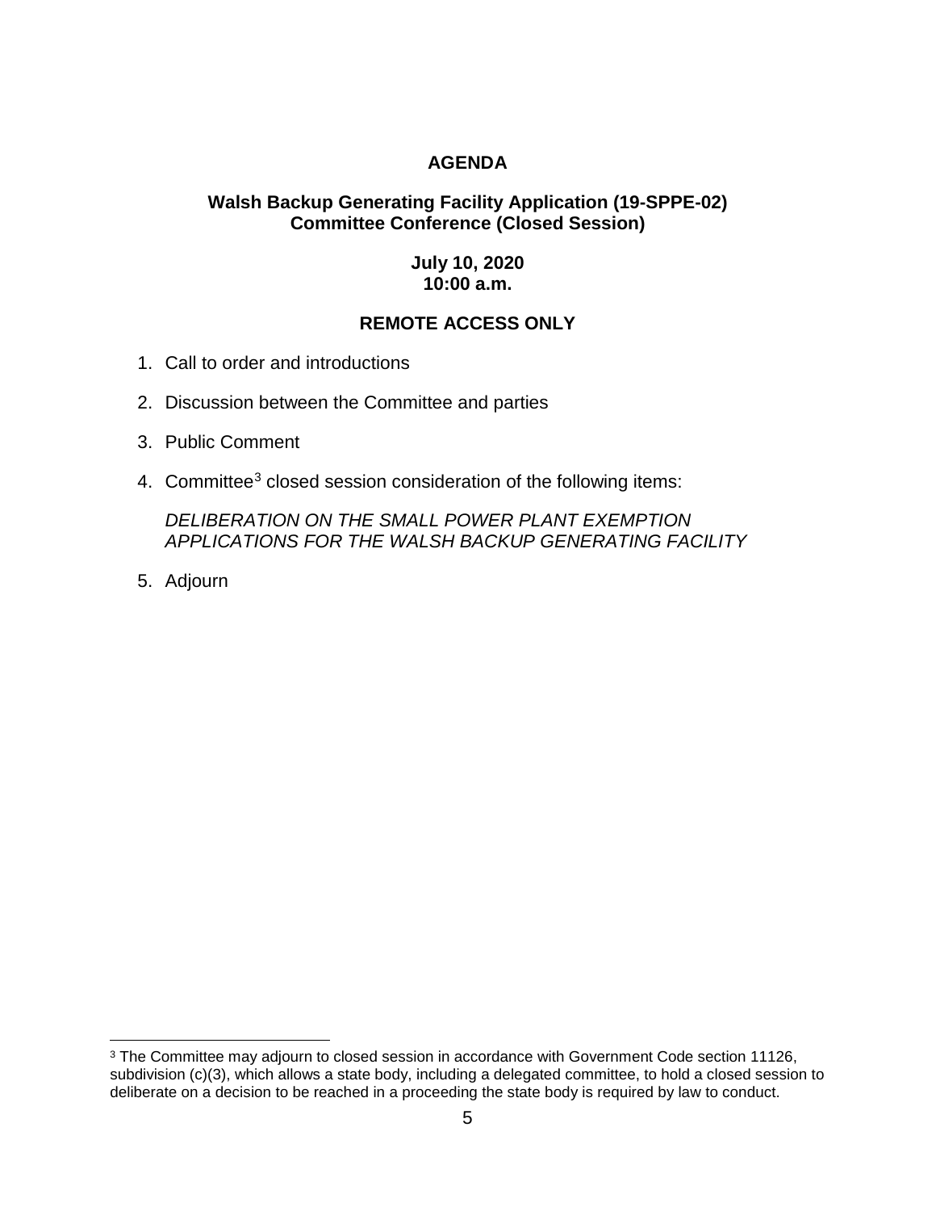**AGENDA**

**Walsh Backup Generating Facility Application (19-SPPE-02)**
**Committee Conference (Closed Session)**

**July 10, 2020**
**10:00 a.m.**

**REMOTE ACCESS ONLY**

1. Call to order and introductions
2. Discussion between the Committee and parties
3. Public Comment
4. Committee[3] closed session consideration of the following items:

   *DELIBERATION ON THE SMALL POWER PLANT EXEMPTION APPLICATIONS FOR THE WALSH BACKUP GENERATING FACILITY*

5. Adjourn

---

[3] The Committee may adjourn to closed session in accordance with Government Code section 11126, subdivision (c)(3), which allows a state body, including a delegated committee, to hold a closed session to deliberate on a decision to be reached in a proceeding the state body is required by law to conduct.